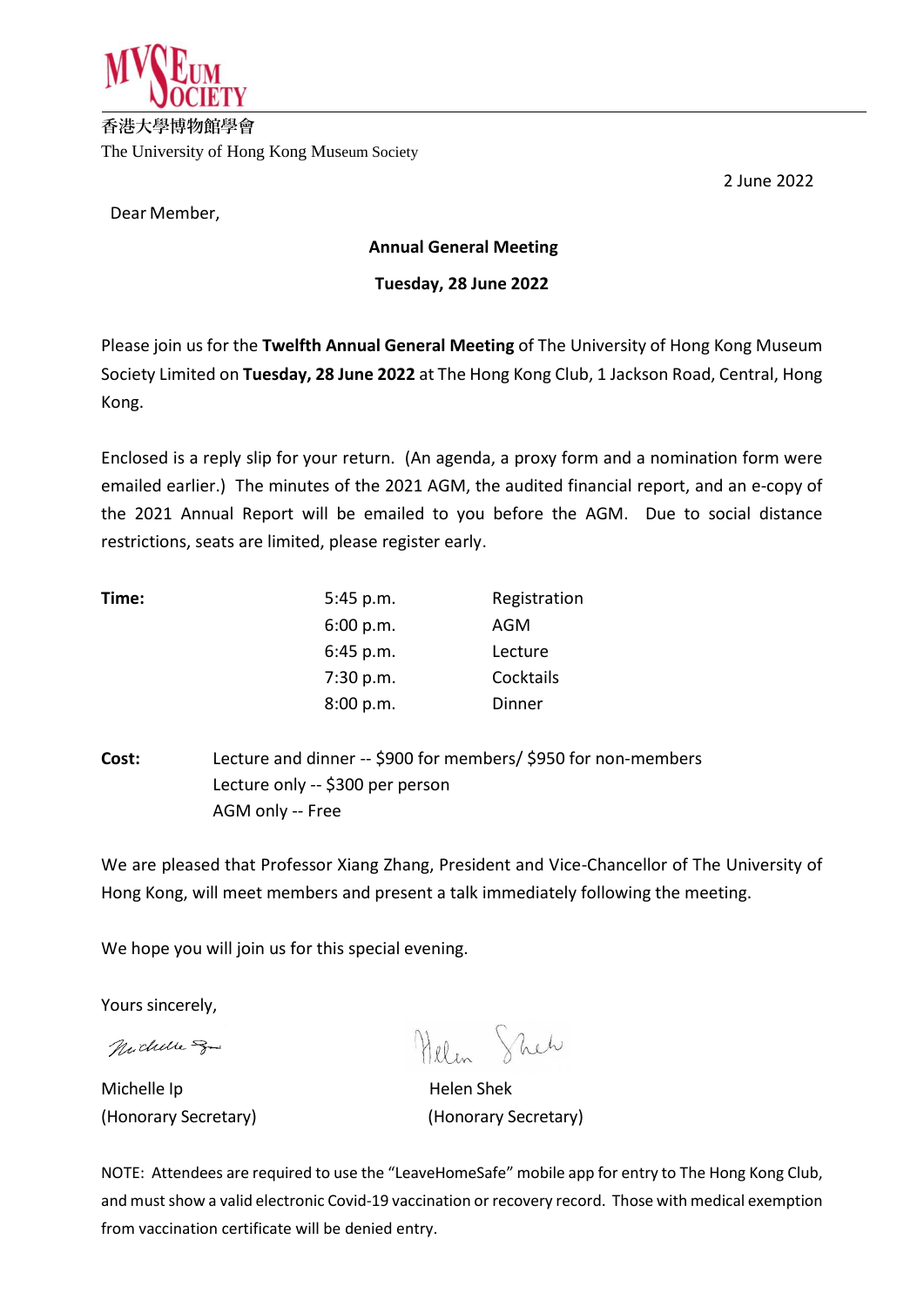MVSEUM SOCIETY

香港大學博物館學會

The University of Hong Kong Museum Society

2 June 2022

Dear Member,

**Annual General Meeting**

**Tuesday, 28 June 2022**

Please join us for the **Twelfth Annual General Meeting** of The University of Hong Kong Museum Society Limited on **Tuesday, 28 June 2022** at The Hong Kong Club, 1 Jackson Road, Central, Hong Kong.

Enclosed is a reply slip for your return. (An agenda, a proxy form and a nomination form were emailed earlier.) The minutes of the 2021 AGM, the audited financial report, and an e-copy of the 2021 Annual Report will be emailed to you before the AGM. Due to social distance restrictions, seats are limited, please register early.

| **Time:** | | |
|---|---|---|
| | 5:45 p.m. | Registration |
| | 6:00 p.m. | AGM |
| | 6:45 p.m. | Lecture |
| | 7:30 p.m. | Cocktails |
| | 8:00 p.m. | Dinner |

**Cost:** Lecture and dinner -- $900 for members/ $950 for non-members
Lecture only -- $300 per person
AGM only -- Free

We are pleased that Professor Xiang Zhang, President and Vice-Chancellor of The University of Hong Kong, will meet members and present a talk immediately following the meeting.

We hope you will join us for this special evening.

Yours sincerely,

Michelle Ip
(Honorary Secretary)

Helen Shek
(Honorary Secretary)

NOTE: Attendees are required to use the "LeaveHomeSafe" mobile app for entry to The Hong Kong Club, and must show a valid electronic Covid-19 vaccination or recovery record. Those with medical exemption from vaccination certificate will be denied entry.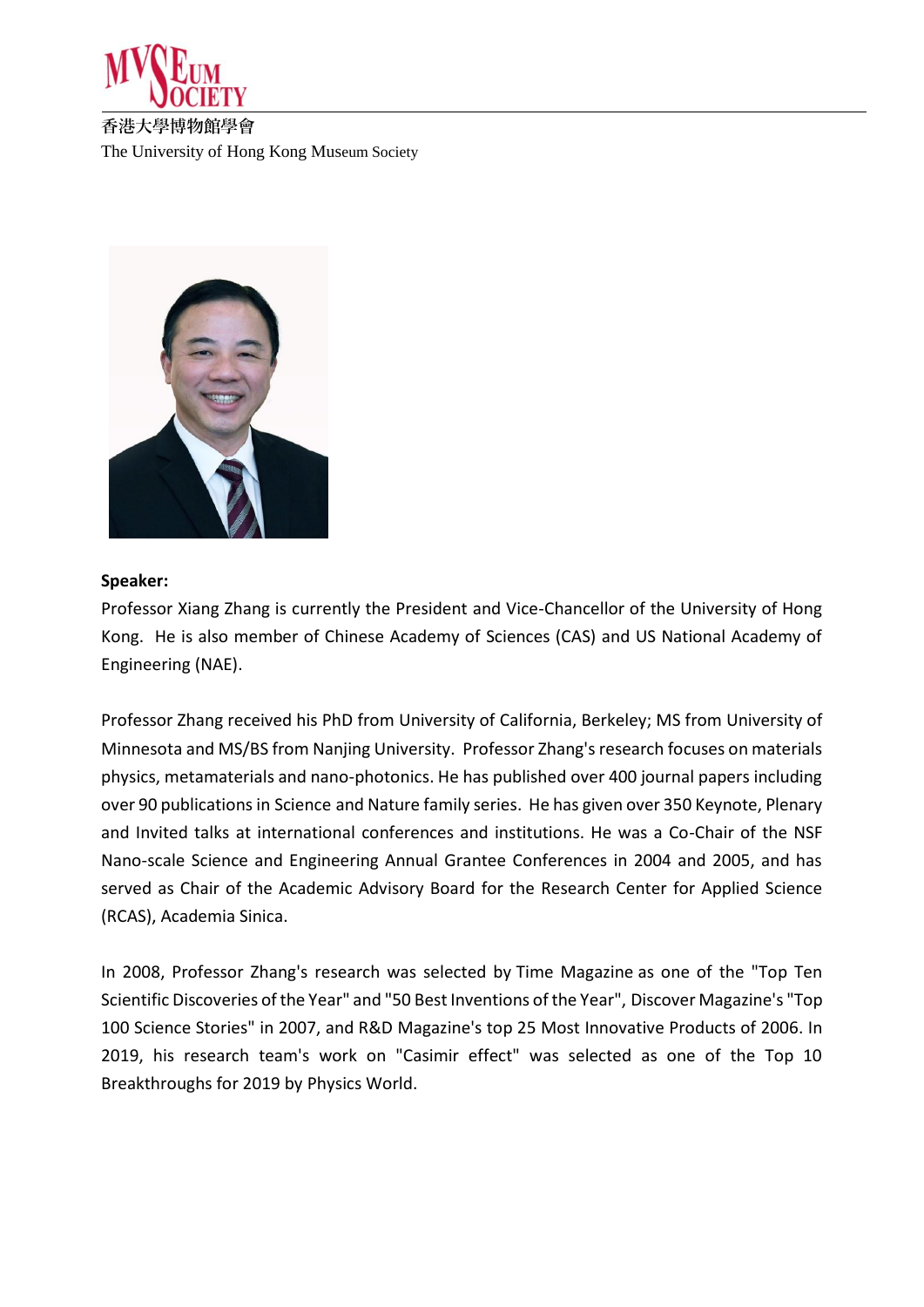香港大學博物館學會
The University of Hong Kong Museum Society

**Speaker:**

Professor Xiang Zhang is currently the President and Vice-Chancellor of the University of Hong Kong. He is also member of Chinese Academy of Sciences (CAS) and US National Academy of Engineering (NAE).

Professor Zhang received his PhD from University of California, Berkeley; MS from University of Minnesota and MS/BS from Nanjing University. Professor Zhang's research focuses on materials physics, metamaterials and nano-photonics. He has published over 400 journal papers including over 90 publications in Science and Nature family series. He has given over 350 Keynote, Plenary and Invited talks at international conferences and institutions. He was a Co-Chair of the NSF Nano-scale Science and Engineering Annual Grantee Conferences in 2004 and 2005, and has served as Chair of the Academic Advisory Board for the Research Center for Applied Science (RCAS), Academia Sinica.

In 2008, Professor Zhang's research was selected by Time Magazine as one of the "Top Ten Scientific Discoveries of the Year" and "50 Best Inventions of the Year", Discover Magazine's "Top 100 Science Stories" in 2007, and R&D Magazine's top 25 Most Innovative Products of 2006. In 2019, his research team's work on "Casimir effect" was selected as one of the Top 10 Breakthroughs for 2019 by Physics World.